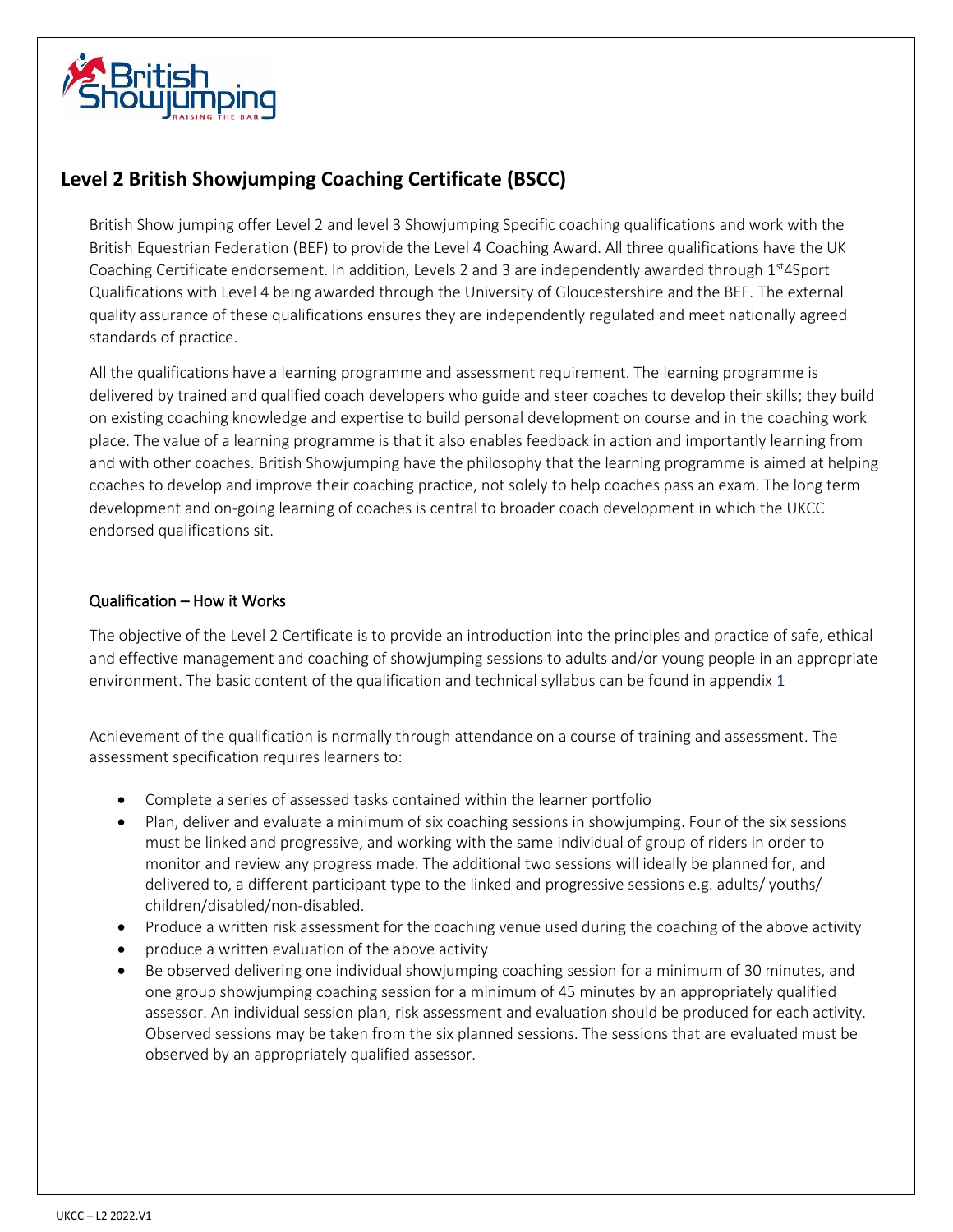## Level 2 British Showjumping Coaching Certificate (BSCC)

British Show jumping offer Level 2 and level 3 Showjumping Specific coaching qualifications and work with the British Equestrian Federation (BEF) to provide the Level 4 Coaching Award. All three qualifications have the UK Coaching Certificate endorsement. In addition, Levels 2 and 3 are independently awarded through 1st4Sport Qualifications with Level 4 being awarded through the University of Gloucestershire and the BEF. The external quality assurance of these qualifications ensures they are independently regulated and meet nationally agreed standards of practice.

All the qualifications have a learning programme and assessment requirement. The learning programme is delivered by trained and qualified coach developers who guide and steer coaches to develop their skills; they build on existing coaching knowledge and expertise to build personal development on course and in the coaching work place. The value of a learning programme is that it also enables feedback in action and importantly learning from and with other coaches. British Showjumping have the philosophy that the learning programme is aimed at helping coaches to develop and improve their coaching practice, not solely to help coaches pass an exam. The long term development and on-going learning of coaches is central to broader coach development in which the UKCC endorsed qualifications sit.

### Qualification – How it Works

The objective of the Level 2 Certificate is to provide an introduction into the principles and practice of safe, ethical and effective management and coaching of showjumping sessions to adults and/or young people in an appropriate environment. The basic content of the qualification and technical syllabus can be found in appendix 1

Achievement of the qualification is normally through attendance on a course of training and assessment. The assessment specification requires learners to:

- Complete a series of assessed tasks contained within the learner portfolio
- Plan, deliver and evaluate a minimum of six coaching sessions in showjumping. Four of the six sessions must be linked and progressive, and working with the same individual of group of riders in order to monitor and review any progress made. The additional two sessions will ideally be planned for, and delivered to, a different participant type to the linked and progressive sessions e.g. adults/ youths/ children/disabled/non-disabled.
- Produce a written risk assessment for the coaching venue used during the coaching of the above activity
- produce a written evaluation of the above activity
- Be observed delivering one individual showjumping coaching session for a minimum of 30 minutes, and one group showjumping coaching session for a minimum of 45 minutes by an appropriately qualified assessor. An individual session plan, risk assessment and evaluation should be produced for each activity. Observed sessions may be taken from the six planned sessions. The sessions that are evaluated must be observed by an appropriately qualified assessor.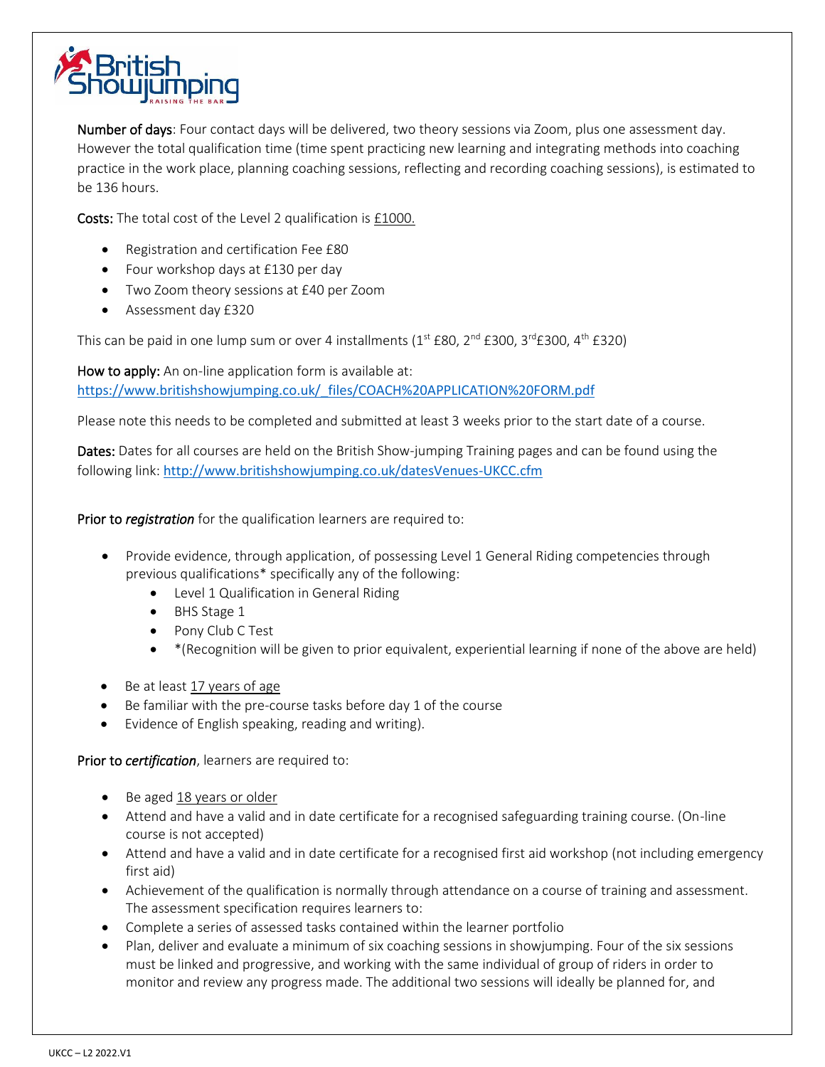**Number of days**: Four contact days will be delivered, two theory sessions via Zoom, plus one assessment day. However the total qualification time (time spent practicing new learning and integrating methods into coaching practice in the work place, planning coaching sessions, reflecting and recording coaching sessions), is estimated to be 136 hours.

**Costs:** The total cost of the Level 2 qualification is £1000.

- Registration and certification Fee £80
- Four workshop days at £130 per day
- Two Zoom theory sessions at £40 per Zoom
- Assessment day £320

This can be paid in one lump sum or over 4 installments (1st £80, 2nd £300, 3rd£300, 4th £320)

**How to apply:** An on-line application form is available at:
https://www.britishshowjumping.co.uk/_files/COACH%20APPLICATION%20FORM.pdf

Please note this needs to be completed and submitted at least 3 weeks prior to the start date of a course.

**Dates:** Dates for all courses are held on the British Show-jumping Training pages and can be found using the following link: http://www.britishshowjumping.co.uk/datesVenues-UKCC.cfm

**Prior to *registration*** for the qualification learners are required to:

- Provide evidence, through application, of possessing Level 1 General Riding competencies through previous qualifications* specifically any of the following:
  - Level 1 Qualification in General Riding
  - BHS Stage 1
  - Pony Club C Test
  - *(Recognition will be given to prior equivalent, experiential learning if none of the above are held)
- Be at least 17 years of age
- Be familiar with the pre-course tasks before day 1 of the course
- Evidence of English speaking, reading and writing).

**Prior to *certification***, learners are required to:

- Be aged 18 years or older
- Attend and have a valid and in date certificate for a recognised safeguarding training course. (On-line course is not accepted)
- Attend and have a valid and in date certificate for a recognised first aid workshop (not including emergency first aid)
- Achievement of the qualification is normally through attendance on a course of training and assessment. The assessment specification requires learners to:
- Complete a series of assessed tasks contained within the learner portfolio
- Plan, deliver and evaluate a minimum of six coaching sessions in showjumping. Four of the six sessions must be linked and progressive, and working with the same individual of group of riders in order to monitor and review any progress made. The additional two sessions will ideally be planned for, and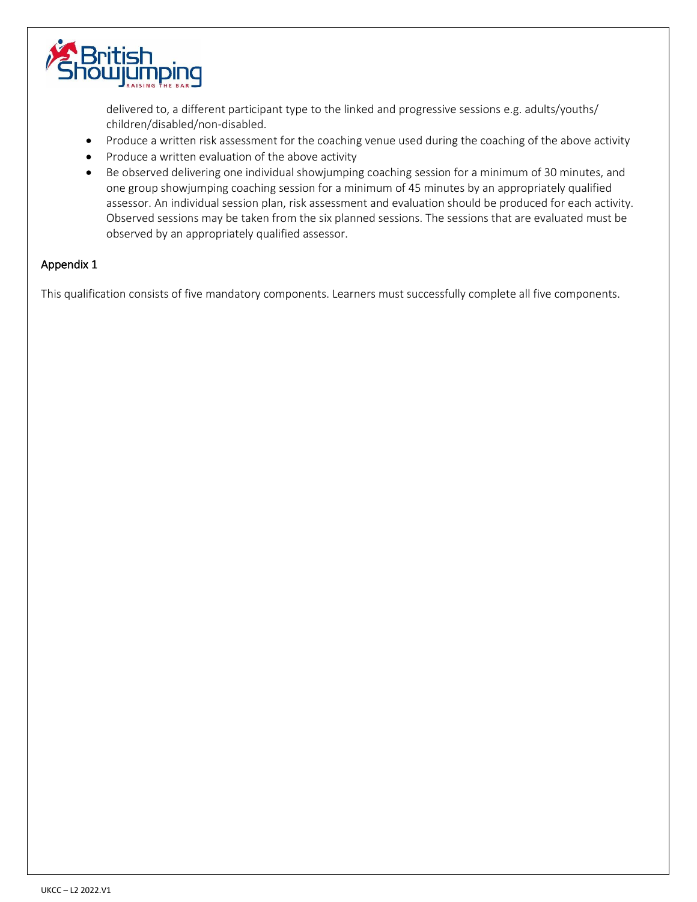delivered to, a different participant type to the linked and progressive sessions e.g. adults/youths/ children/disabled/non-disabled.

- Produce a written risk assessment for the coaching venue used during the coaching of the above activity
- Produce a written evaluation of the above activity
- Be observed delivering one individual showjumping coaching session for a minimum of 30 minutes, and one group showjumping coaching session for a minimum of 45 minutes by an appropriately qualified assessor. An individual session plan, risk assessment and evaluation should be produced for each activity. Observed sessions may be taken from the six planned sessions. The sessions that are evaluated must be observed by an appropriately qualified assessor.

## Appendix 1

This qualification consists of five mandatory components. Learners must successfully complete all five components.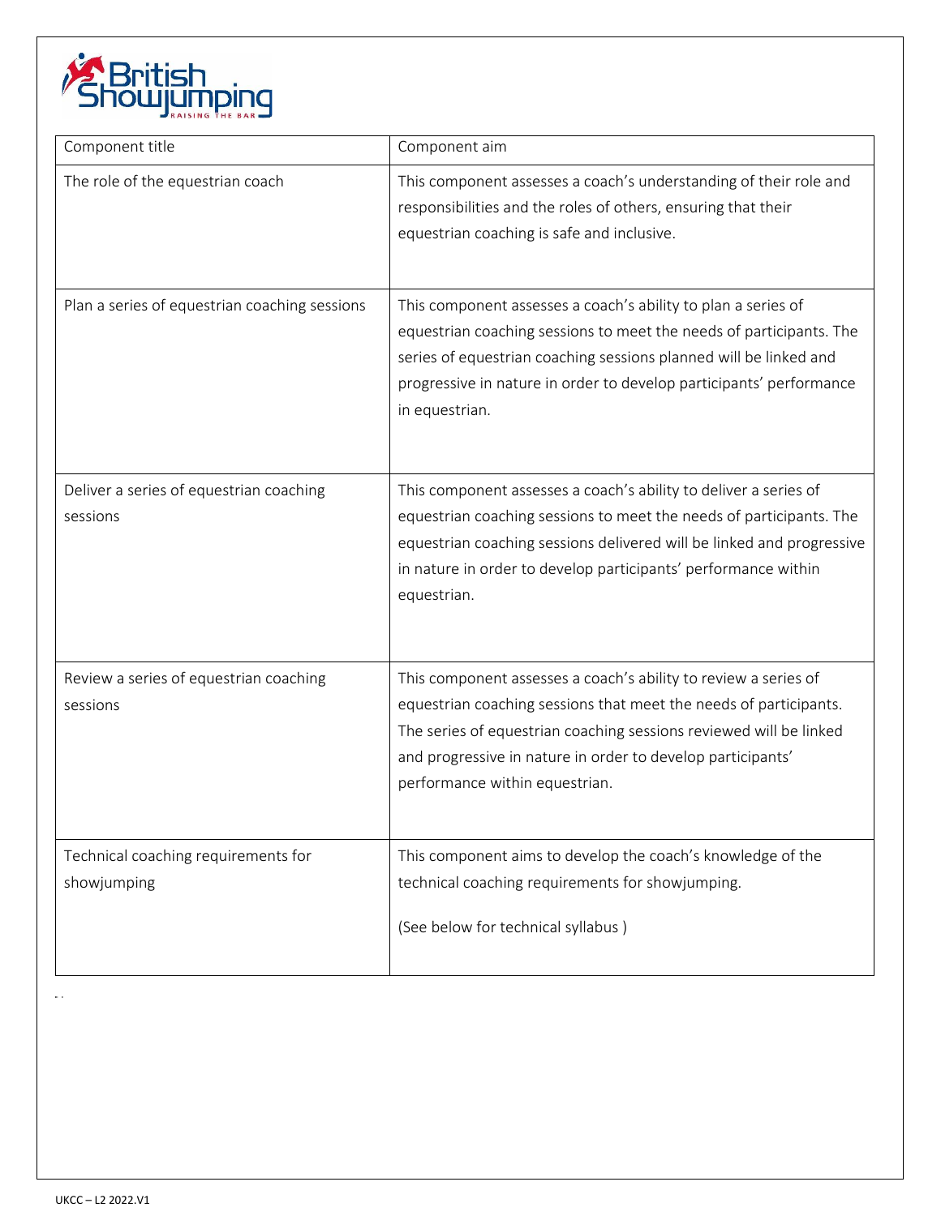| Component title | Component aim |
|---|---|
| The role of the equestrian coach | This component assesses a coach's understanding of their role and responsibilities and the roles of others, ensuring that their equestrian coaching is safe and inclusive. |
| Plan a series of equestrian coaching sessions | This component assesses a coach's ability to plan a series of equestrian coaching sessions to meet the needs of participants. The series of equestrian coaching sessions planned will be linked and progressive in nature in order to develop participants' performance in equestrian. |
| Deliver a series of equestrian coaching sessions | This component assesses a coach's ability to deliver a series of equestrian coaching sessions to meet the needs of participants. The equestrian coaching sessions delivered will be linked and progressive in nature in order to develop participants' performance within equestrian. |
| Review a series of equestrian coaching sessions | This component assesses a coach's ability to review a series of equestrian coaching sessions that meet the needs of participants. The series of equestrian coaching sessions reviewed will be linked and progressive in nature in order to develop participants' performance within equestrian. |
| Technical coaching requirements for showjumping | This component aims to develop the coach's knowledge of the technical coaching requirements for showjumping. (See below for technical syllabus ) |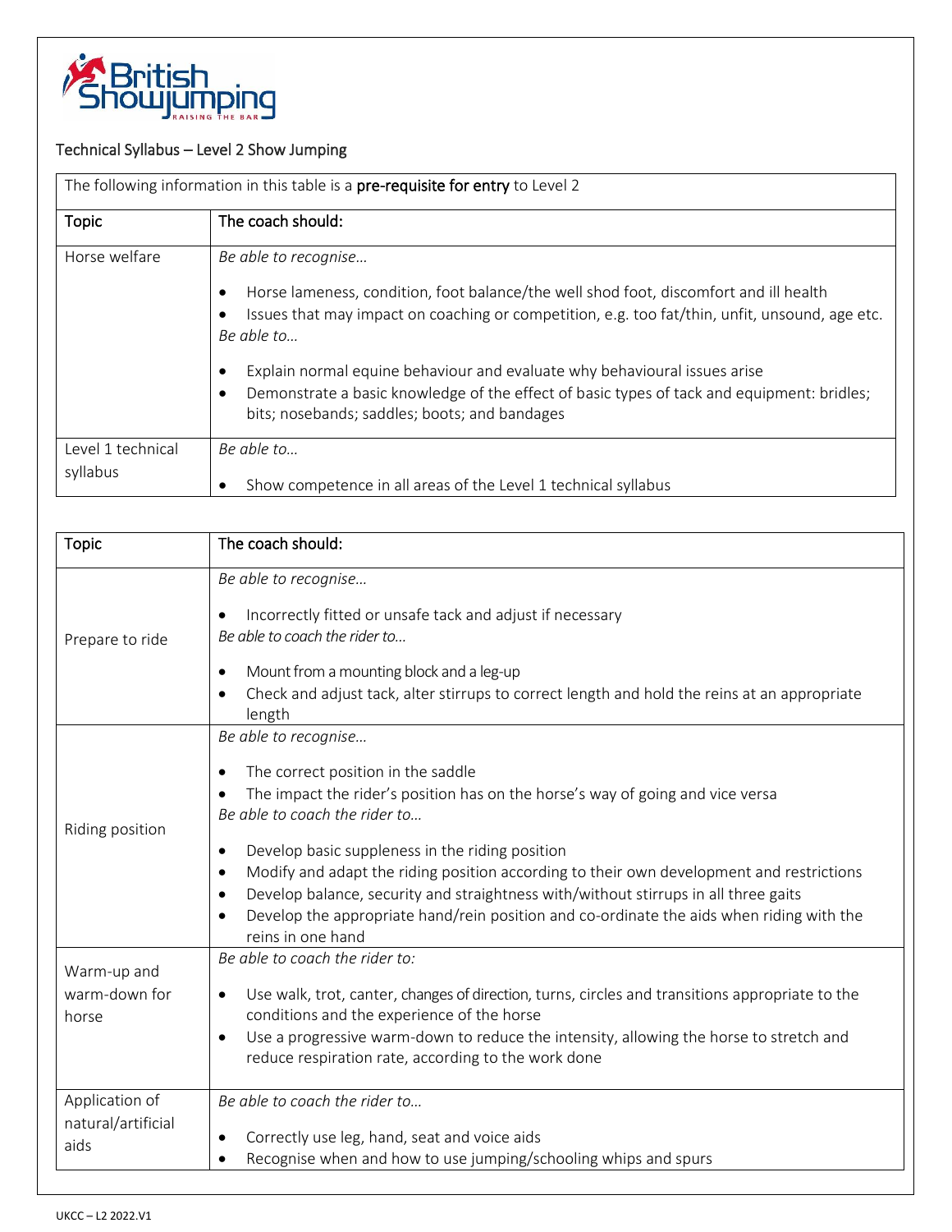Technical Syllabus – Level 2 Show Jumping

| The following information in this table is a **pre-requisite for entry** to Level 2 | |
|---|---|
| **Topic** | **The coach should:** |
| Horse welfare | *Be able to recognise…*<br>• Horse lameness, condition, foot balance/the well shod foot, discomfort and ill health<br>• Issues that may impact on coaching or competition, e.g. too fat/thin, unfit, unsound, age etc.<br>*Be able to…*<br>• Explain normal equine behaviour and evaluate why behavioural issues arise<br>• Demonstrate a basic knowledge of the effect of basic types of tack and equipment: bridles; bits; nosebands; saddles; boots; and bandages |
| Level 1 technical syllabus | *Be able to…*<br>• Show competence in all areas of the Level 1 technical syllabus |

| Topic | The coach should: |
|---|---|
| Prepare to ride | *Be able to recognise…*<br>• Incorrectly fitted or unsafe tack and adjust if necessary<br>*Be able to coach the rider to…*<br>• Mount from a mounting block and a leg-up<br>• Check and adjust tack, alter stirrups to correct length and hold the reins at an appropriate length |
| Riding position | *Be able to recognise…*<br>• The correct position in the saddle<br>• The impact the rider's position has on the horse's way of going and vice versa<br>*Be able to coach the rider to…*<br>• Develop basic suppleness in the riding position<br>• Modify and adapt the riding position according to their own development and restrictions<br>• Develop balance, security and straightness with/without stirrups in all three gaits<br>• Develop the appropriate hand/rein position and co-ordinate the aids when riding with the reins in one hand |
| Warm-up and warm-down for horse | *Be able to coach the rider to:*<br>• Use walk, trot, canter, changes of direction, turns, circles and transitions appropriate to the conditions and the experience of the horse<br>• Use a progressive warm-down to reduce the intensity, allowing the horse to stretch and reduce respiration rate, according to the work done |
| Application of natural/artificial aids | *Be able to coach the rider to…*<br>• Correctly use leg, hand, seat and voice aids<br>• Recognise when and how to use jumping/schooling whips and spurs |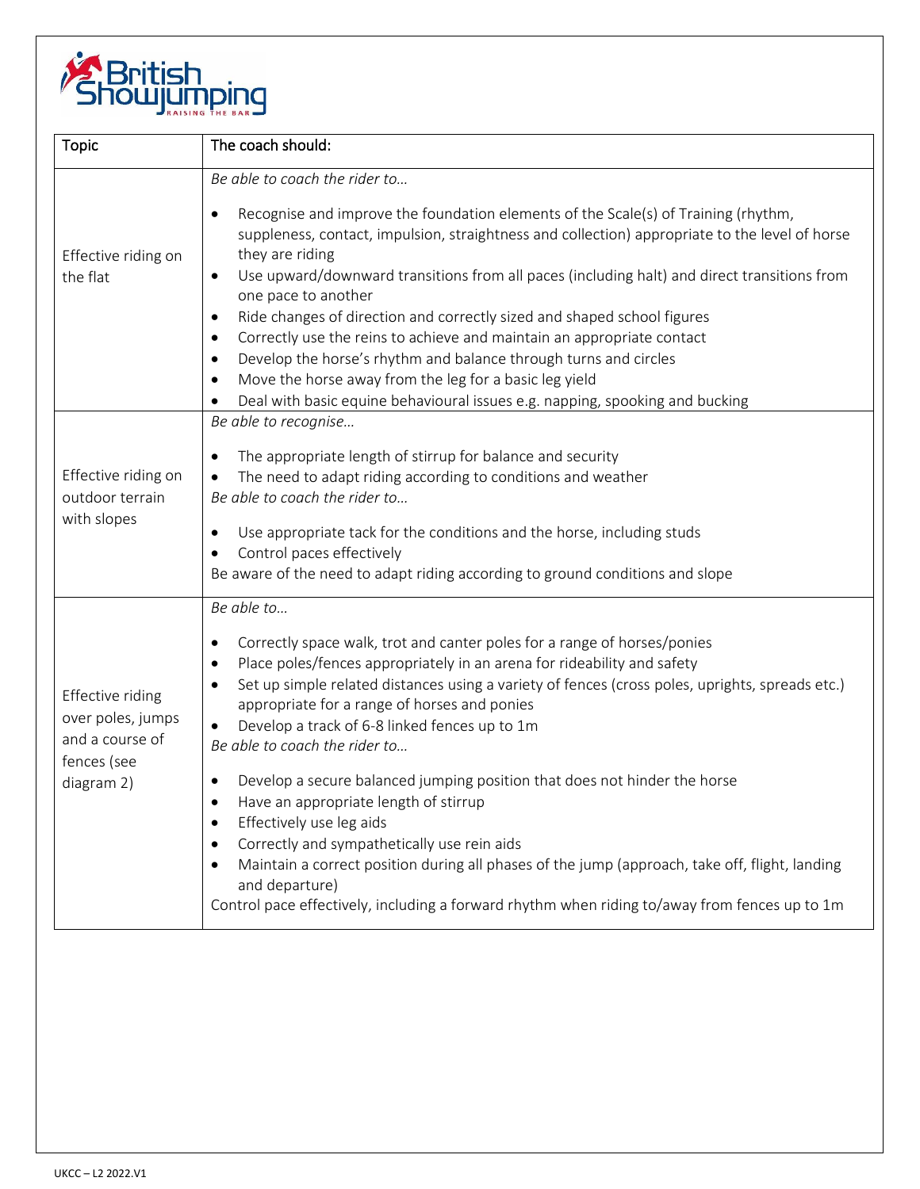| Topic | The coach should: |
|---|---|
| Effective riding on the flat | *Be able to coach the rider to…*<br>• Recognise and improve the foundation elements of the Scale(s) of Training (rhythm, suppleness, contact, impulsion, straightness and collection) appropriate to the level of horse they are riding<br>• Use upward/downward transitions from all paces (including halt) and direct transitions from one pace to another<br>• Ride changes of direction and correctly sized and shaped school figures<br>• Correctly use the reins to achieve and maintain an appropriate contact<br>• Develop the horse's rhythm and balance through turns and circles<br>• Move the horse away from the leg for a basic leg yield<br>• Deal with basic equine behavioural issues e.g. napping, spooking and bucking |
| Effective riding on outdoor terrain with slopes | *Be able to recognise…*<br>• The appropriate length of stirrup for balance and security<br>• The need to adapt riding according to conditions and weather<br>*Be able to coach the rider to…*<br>• Use appropriate tack for the conditions and the horse, including studs<br>• Control paces effectively<br>Be aware of the need to adapt riding according to ground conditions and slope |
| Effective riding over poles, jumps and a course of fences (see diagram 2) | *Be able to…*<br>• Correctly space walk, trot and canter poles for a range of horses/ponies<br>• Place poles/fences appropriately in an arena for rideability and safety<br>• Set up simple related distances using a variety of fences (cross poles, uprights, spreads etc.) appropriate for a range of horses and ponies<br>• Develop a track of 6-8 linked fences up to 1m<br>*Be able to coach the rider to…*<br>• Develop a secure balanced jumping position that does not hinder the horse<br>• Have an appropriate length of stirrup<br>• Effectively use leg aids<br>• Correctly and sympathetically use rein aids<br>• Maintain a correct position during all phases of the jump (approach, take off, flight, landing and departure)<br>Control pace effectively, including a forward rhythm when riding to/away from fences up to 1m |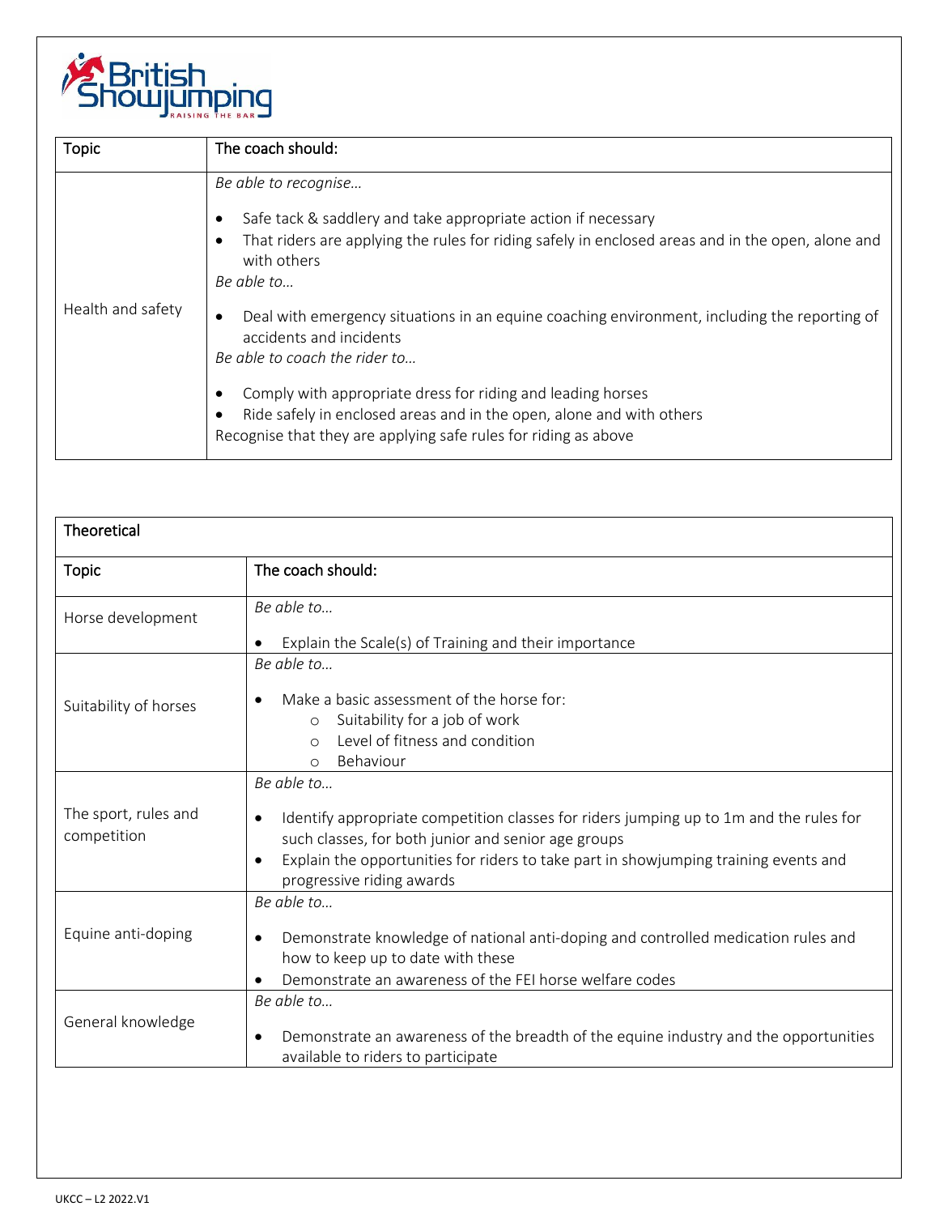| Topic | The coach should: |
|---|---|
| Health and safety | *Be able to recognise…*<br>• Safe tack & saddlery and take appropriate action if necessary<br>• That riders are applying the rules for riding safely in enclosed areas and in the open, alone and with others<br>*Be able to…*<br>• Deal with emergency situations in an equine coaching environment, including the reporting of accidents and incidents<br>*Be able to coach the rider to…*<br>• Comply with appropriate dress for riding and leading horses<br>• Ride safely in enclosed areas and in the open, alone and with others<br>Recognise that they are applying safe rules for riding as above |

| Theoretical | |
|---|---|
| **Topic** | **The coach should:** |
| Horse development | *Be able to…*<br>• Explain the Scale(s) of Training and their importance |
| Suitability of horses | *Be able to…*<br>• Make a basic assessment of the horse for:<br>  ○ Suitability for a job of work<br>  ○ Level of fitness and condition<br>  ○ Behaviour |
| The sport, rules and competition | *Be able to…*<br>• Identify appropriate competition classes for riders jumping up to 1m and the rules for such classes, for both junior and senior age groups<br>• Explain the opportunities for riders to take part in showjumping training events and progressive riding awards |
| Equine anti-doping | *Be able to…*<br>• Demonstrate knowledge of national anti-doping and controlled medication rules and how to keep up to date with these<br>• Demonstrate an awareness of the FEI horse welfare codes |
| General knowledge | *Be able to…*<br>• Demonstrate an awareness of the breadth of the equine industry and the opportunities available to riders to participate |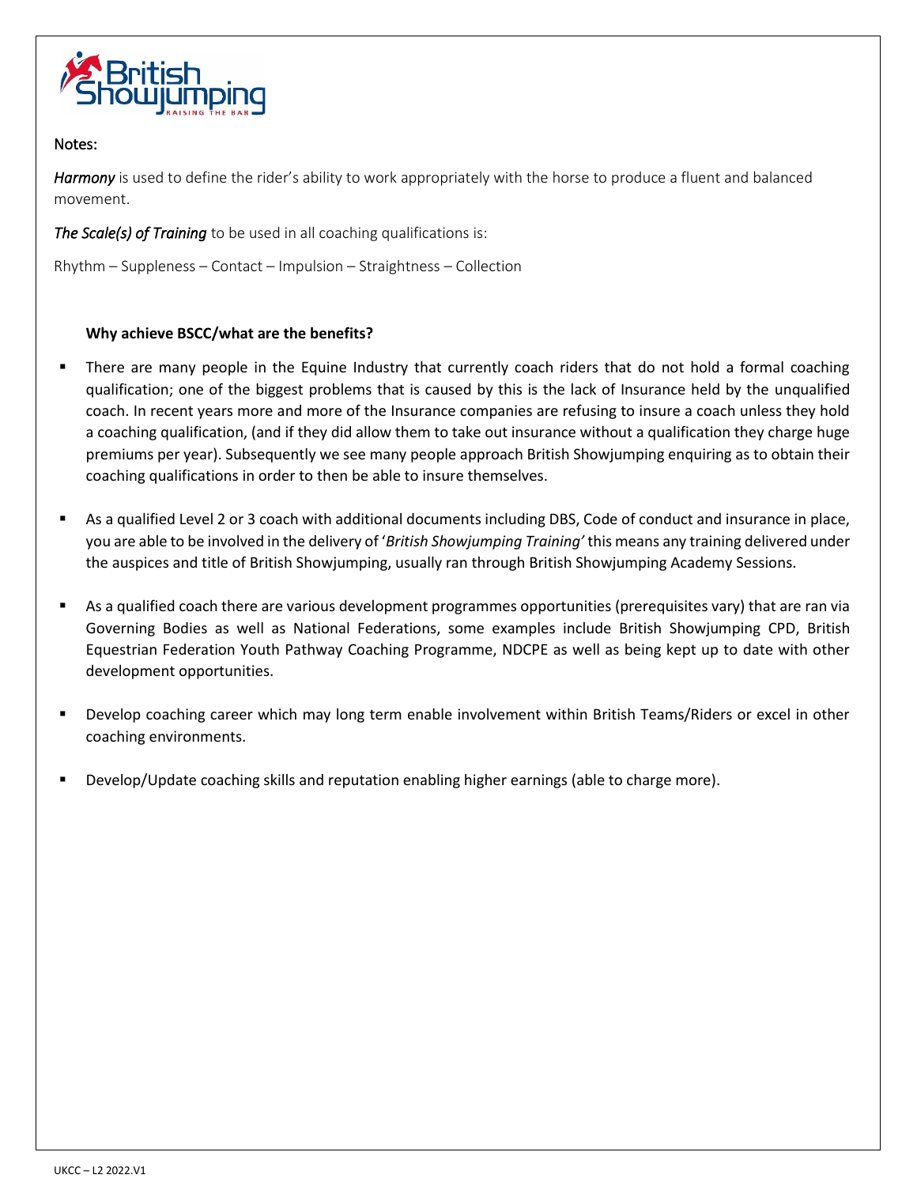Notes:

***Harmony*** is used to define the rider's ability to work appropriately with the horse to produce a fluent and balanced movement.

***The Scale(s) of Training*** to be used in all coaching qualifications is:

Rhythm – Suppleness – Contact – Impulsion – Straightness – Collection

**Why achieve BSCC/what are the benefits?**

- There are many people in the Equine Industry that currently coach riders that do not hold a formal coaching qualification; one of the biggest problems that is caused by this is the lack of Insurance held by the unqualified coach. In recent years more and more of the Insurance companies are refusing to insure a coach unless they hold a coaching qualification, (and if they did allow them to take out insurance without a qualification they charge huge premiums per year). Subsequently we see many people approach British Showjumping enquiring as to obtain their coaching qualifications in order to then be able to insure themselves.

- As a qualified Level 2 or 3 coach with additional documents including DBS, Code of conduct and insurance in place, you are able to be involved in the delivery of '*British Showjumping Training'* this means any training delivered under the auspices and title of British Showjumping, usually ran through British Showjumping Academy Sessions.

- As a qualified coach there are various development programmes opportunities (prerequisites vary) that are ran via Governing Bodies as well as National Federations, some examples include British Showjumping CPD, British Equestrian Federation Youth Pathway Coaching Programme, NDCPE as well as being kept up to date with other development opportunities.

- Develop coaching career which may long term enable involvement within British Teams/Riders or excel in other coaching environments.

- Develop/Update coaching skills and reputation enabling higher earnings (able to charge more).